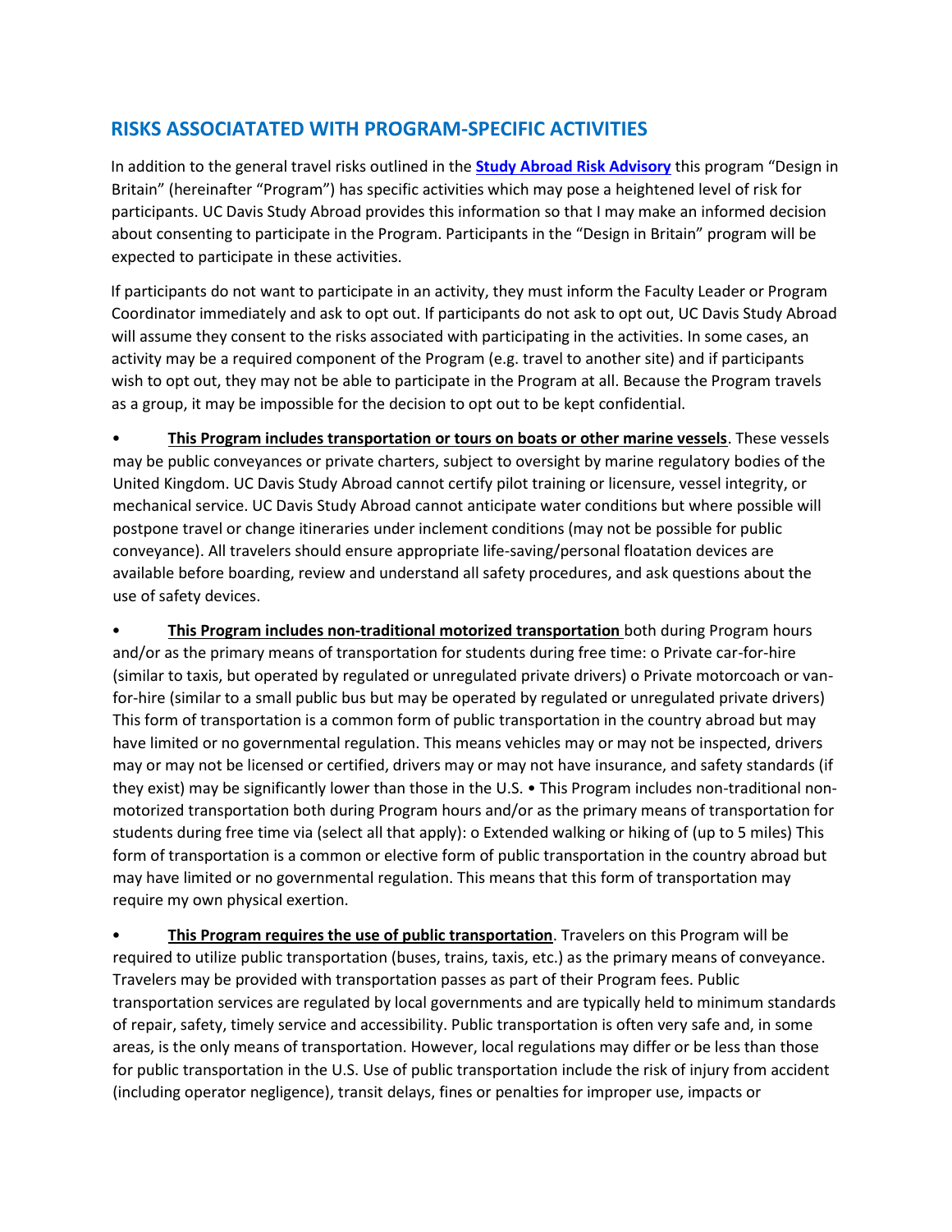## RISKS ASSOCIATATED WITH PROGRAM-SPECIFIC ACTIVITIES

In addition to the general travel risks outlined in the **[Study Abroad Risk Advisory]()** this program "Design in Britain" (hereinafter "Program") has specific activities which may pose a heightened level of risk for participants. UC Davis Study Abroad provides this information so that I may make an informed decision about consenting to participate in the Program. Participants in the "Design in Britain" program will be expected to participate in these activities.

If participants do not want to participate in an activity, they must inform the Faculty Leader or Program Coordinator immediately and ask to opt out. If participants do not ask to opt out, UC Davis Study Abroad will assume they consent to the risks associated with participating in the activities. In some cases, an activity may be a required component of the Program (e.g. travel to another site) and if participants wish to opt out, they may not be able to participate in the Program at all. Because the Program travels as a group, it may be impossible for the decision to opt out to be kept confidential.

- **This Program includes transportation or tours on boats or other marine vessels**. These vessels may be public conveyances or private charters, subject to oversight by marine regulatory bodies of the United Kingdom. UC Davis Study Abroad cannot certify pilot training or licensure, vessel integrity, or mechanical service. UC Davis Study Abroad cannot anticipate water conditions but where possible will postpone travel or change itineraries under inclement conditions (may not be possible for public conveyance). All travelers should ensure appropriate life-saving/personal floatation devices are available before boarding, review and understand all safety procedures, and ask questions about the use of safety devices.

- **This Program includes non-traditional motorized transportation** both during Program hours and/or as the primary means of transportation for students during free time: o Private car-for-hire (similar to taxis, but operated by regulated or unregulated private drivers) o Private motorcoach or van-for-hire (similar to a small public bus but may be operated by regulated or unregulated private drivers) This form of transportation is a common form of public transportation in the country abroad but may have limited or no governmental regulation. This means vehicles may or may not be inspected, drivers may or may not be licensed or certified, drivers may or may not have insurance, and safety standards (if they exist) may be significantly lower than those in the U.S. • This Program includes non-traditional non-motorized transportation both during Program hours and/or as the primary means of transportation for students during free time via (select all that apply): o Extended walking or hiking of (up to 5 miles) This form of transportation is a common or elective form of public transportation in the country abroad but may have limited or no governmental regulation. This means that this form of transportation may require my own physical exertion.

- **This Program requires the use of public transportation**. Travelers on this Program will be required to utilize public transportation (buses, trains, taxis, etc.) as the primary means of conveyance. Travelers may be provided with transportation passes as part of their Program fees. Public transportation services are regulated by local governments and are typically held to minimum standards of repair, safety, timely service and accessibility. Public transportation is often very safe and, in some areas, is the only means of transportation. However, local regulations may differ or be less than those for public transportation in the U.S. Use of public transportation include the risk of injury from accident (including operator negligence), transit delays, fines or penalties for improper use, impacts or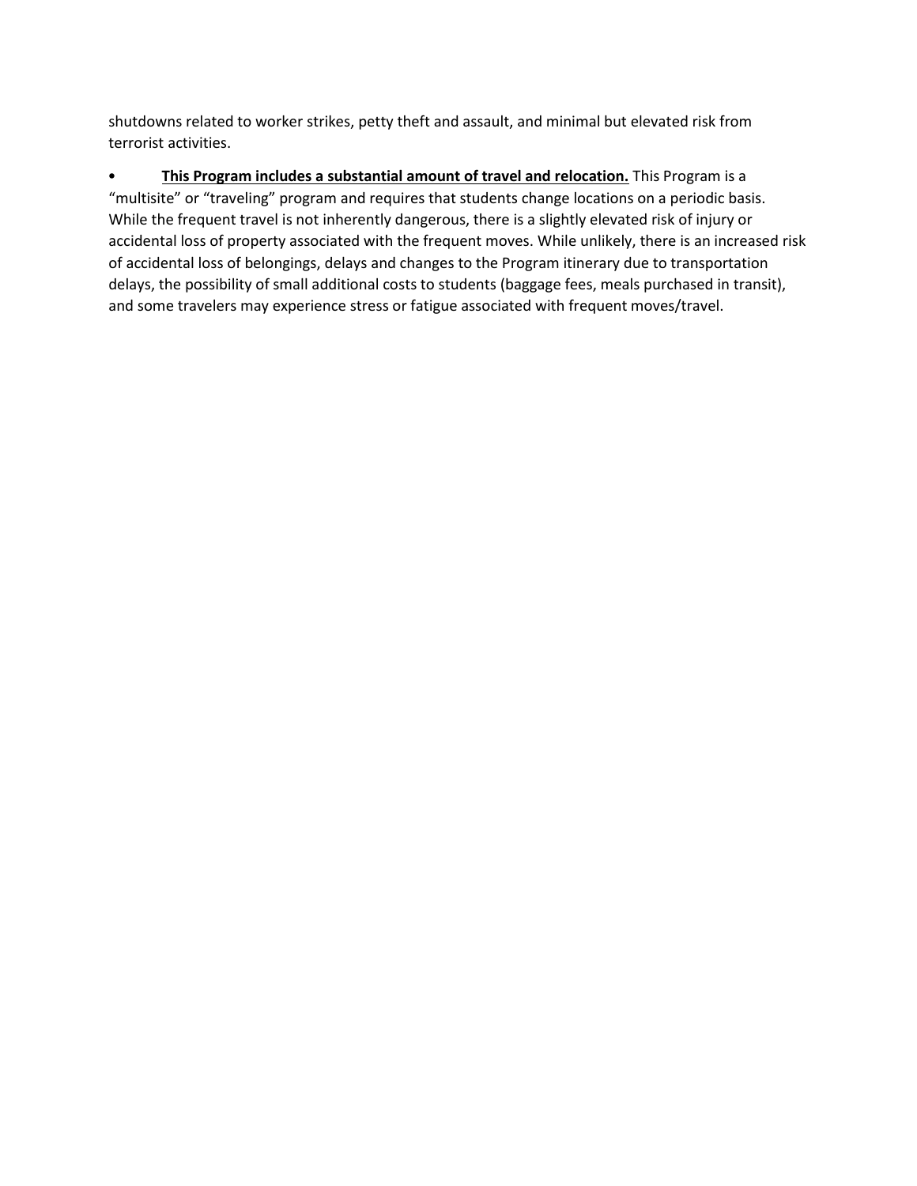shutdowns related to worker strikes, petty theft and assault, and minimal but elevated risk from terrorist activities.

- **<u>This Program includes a substantial amount of travel and relocation.</u>** This Program is a "multisite" or "traveling" program and requires that students change locations on a periodic basis. While the frequent travel is not inherently dangerous, there is a slightly elevated risk of injury or accidental loss of property associated with the frequent moves. While unlikely, there is an increased risk of accidental loss of belongings, delays and changes to the Program itinerary due to transportation delays, the possibility of small additional costs to students (baggage fees, meals purchased in transit), and some travelers may experience stress or fatigue associated with frequent moves/travel.